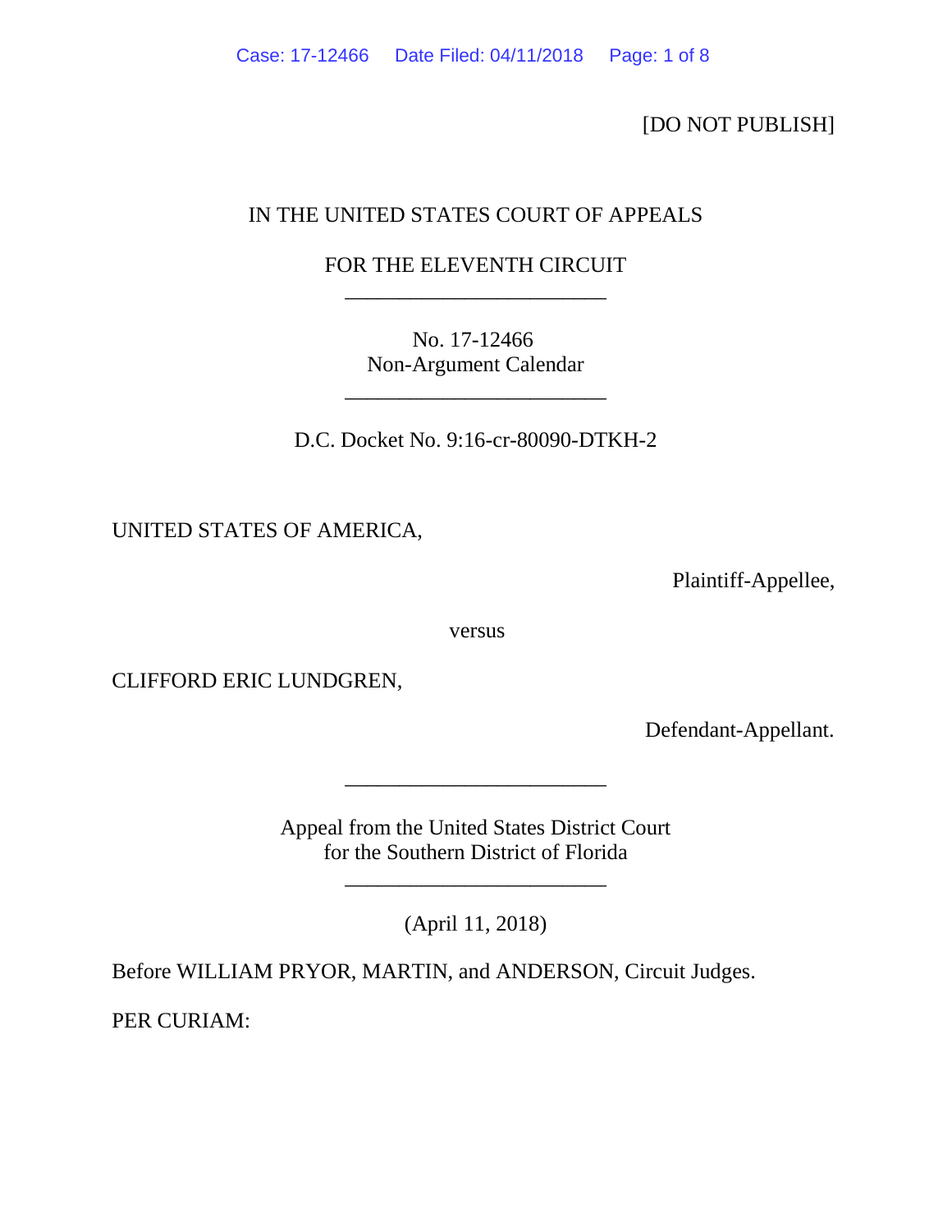[DO NOT PUBLISH]

IN THE UNITED STATES COURT OF APPEALS

FOR THE ELEVENTH CIRCUIT

________________________

No. 17-12466
Non-Argument Calendar

________________________

D.C. Docket No. 9:16-cr-80090-DTKH-2

UNITED STATES OF AMERICA,

Plaintiff-Appellee,

versus

CLIFFORD ERIC LUNDGREN,

Defendant-Appellant.

________________________

Appeal from the United States District Court
for the Southern District of Florida

________________________

(April 11, 2018)

Before WILLIAM PRYOR, MARTIN, and ANDERSON, Circuit Judges.

PER CURIAM: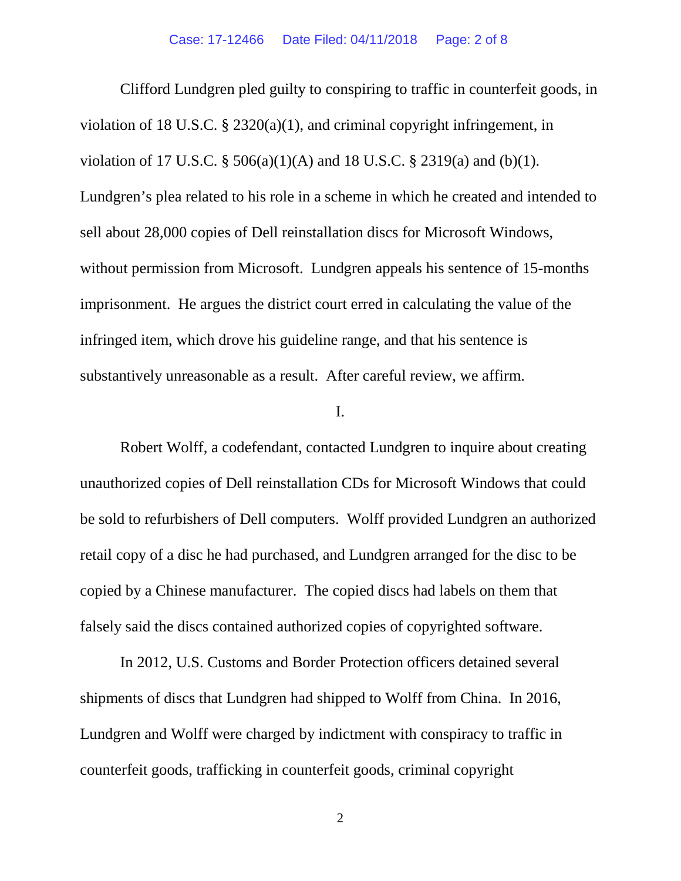Clifford Lundgren pled guilty to conspiring to traffic in counterfeit goods, in violation of 18 U.S.C. § 2320(a)(1), and criminal copyright infringement, in violation of 17 U.S.C. § 506(a)(1)(A) and 18 U.S.C. § 2319(a) and (b)(1). Lundgren's plea related to his role in a scheme in which he created and intended to sell about 28,000 copies of Dell reinstallation discs for Microsoft Windows, without permission from Microsoft. Lundgren appeals his sentence of 15-months imprisonment. He argues the district court erred in calculating the value of the infringed item, which drove his guideline range, and that his sentence is substantively unreasonable as a result. After careful review, we affirm.

## I.

Robert Wolff, a codefendant, contacted Lundgren to inquire about creating unauthorized copies of Dell reinstallation CDs for Microsoft Windows that could be sold to refurbishers of Dell computers. Wolff provided Lundgren an authorized retail copy of a disc he had purchased, and Lundgren arranged for the disc to be copied by a Chinese manufacturer. The copied discs had labels on them that falsely said the discs contained authorized copies of copyrighted software.

In 2012, U.S. Customs and Border Protection officers detained several shipments of discs that Lundgren had shipped to Wolff from China. In 2016, Lundgren and Wolff were charged by indictment with conspiracy to traffic in counterfeit goods, trafficking in counterfeit goods, criminal copyright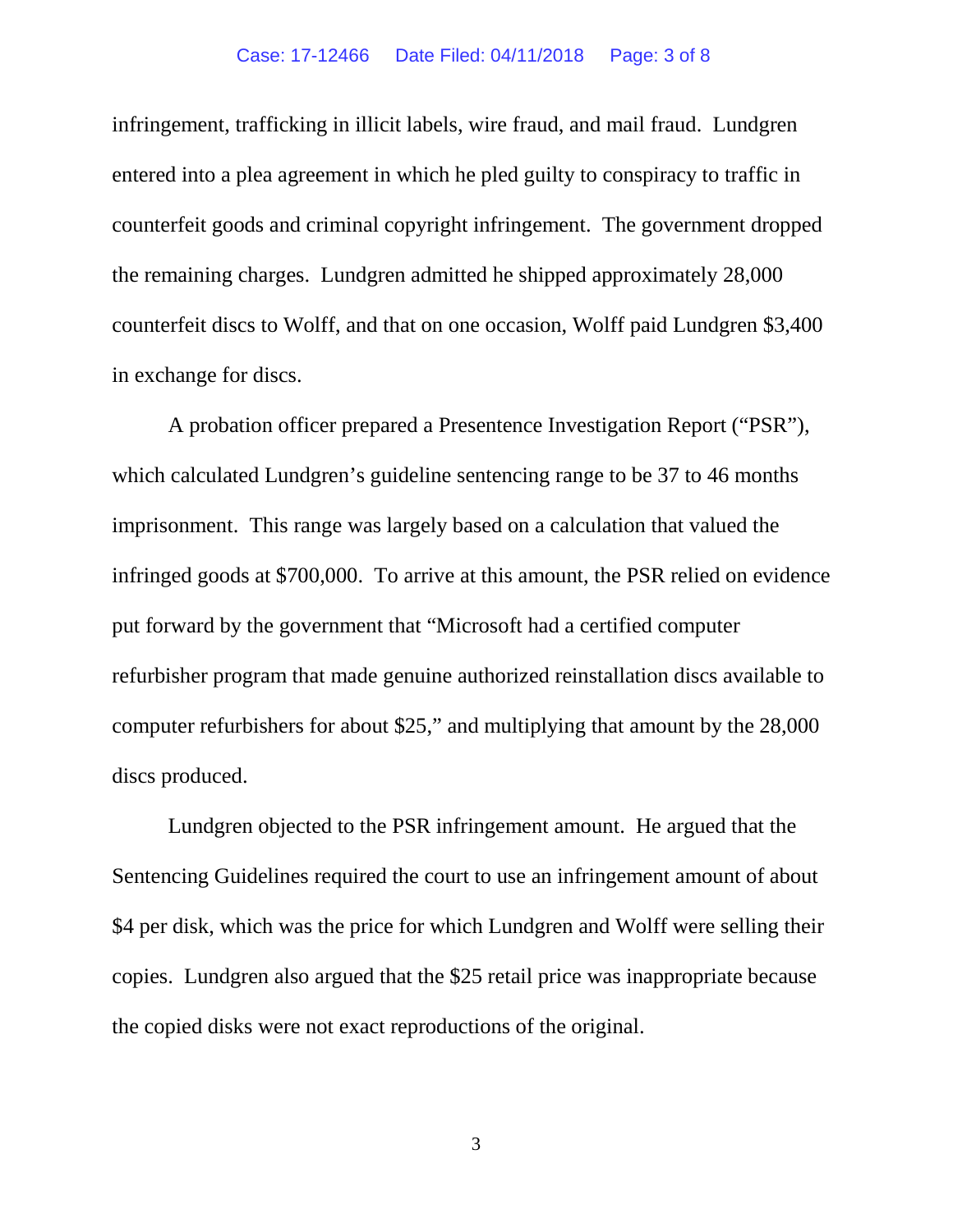infringement, trafficking in illicit labels, wire fraud, and mail fraud. Lundgren entered into a plea agreement in which he pled guilty to conspiracy to traffic in counterfeit goods and criminal copyright infringement. The government dropped the remaining charges. Lundgren admitted he shipped approximately 28,000 counterfeit discs to Wolff, and that on one occasion, Wolff paid Lundgren $3,400 in exchange for discs.

A probation officer prepared a Presentence Investigation Report ("PSR"), which calculated Lundgren's guideline sentencing range to be 37 to 46 months imprisonment. This range was largely based on a calculation that valued the infringed goods at $700,000. To arrive at this amount, the PSR relied on evidence put forward by the government that "Microsoft had a certified computer refurbisher program that made genuine authorized reinstallation discs available to computer refurbishers for about $25," and multiplying that amount by the 28,000 discs produced.

Lundgren objected to the PSR infringement amount. He argued that the Sentencing Guidelines required the court to use an infringement amount of about $4 per disk, which was the price for which Lundgren and Wolff were selling their copies. Lundgren also argued that the $25 retail price was inappropriate because the copied disks were not exact reproductions of the original.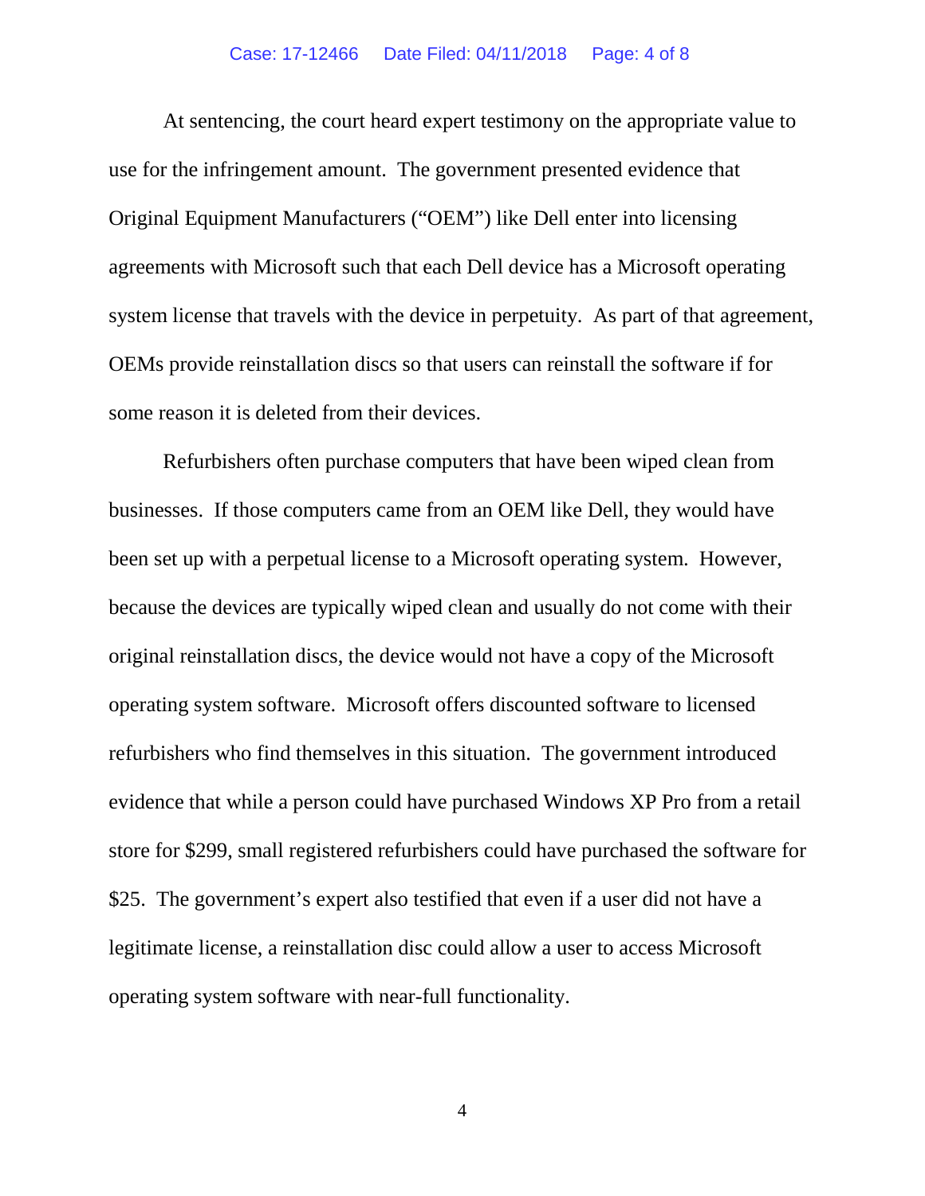At sentencing, the court heard expert testimony on the appropriate value to use for the infringement amount. The government presented evidence that Original Equipment Manufacturers ("OEM") like Dell enter into licensing agreements with Microsoft such that each Dell device has a Microsoft operating system license that travels with the device in perpetuity. As part of that agreement, OEMs provide reinstallation discs so that users can reinstall the software if for some reason it is deleted from their devices.

Refurbishers often purchase computers that have been wiped clean from businesses. If those computers came from an OEM like Dell, they would have been set up with a perpetual license to a Microsoft operating system. However, because the devices are typically wiped clean and usually do not come with their original reinstallation discs, the device would not have a copy of the Microsoft operating system software. Microsoft offers discounted software to licensed refurbishers who find themselves in this situation. The government introduced evidence that while a person could have purchased Windows XP Pro from a retail store for $299, small registered refurbishers could have purchased the software for $25. The government's expert also testified that even if a user did not have a legitimate license, a reinstallation disc could allow a user to access Microsoft operating system software with near-full functionality.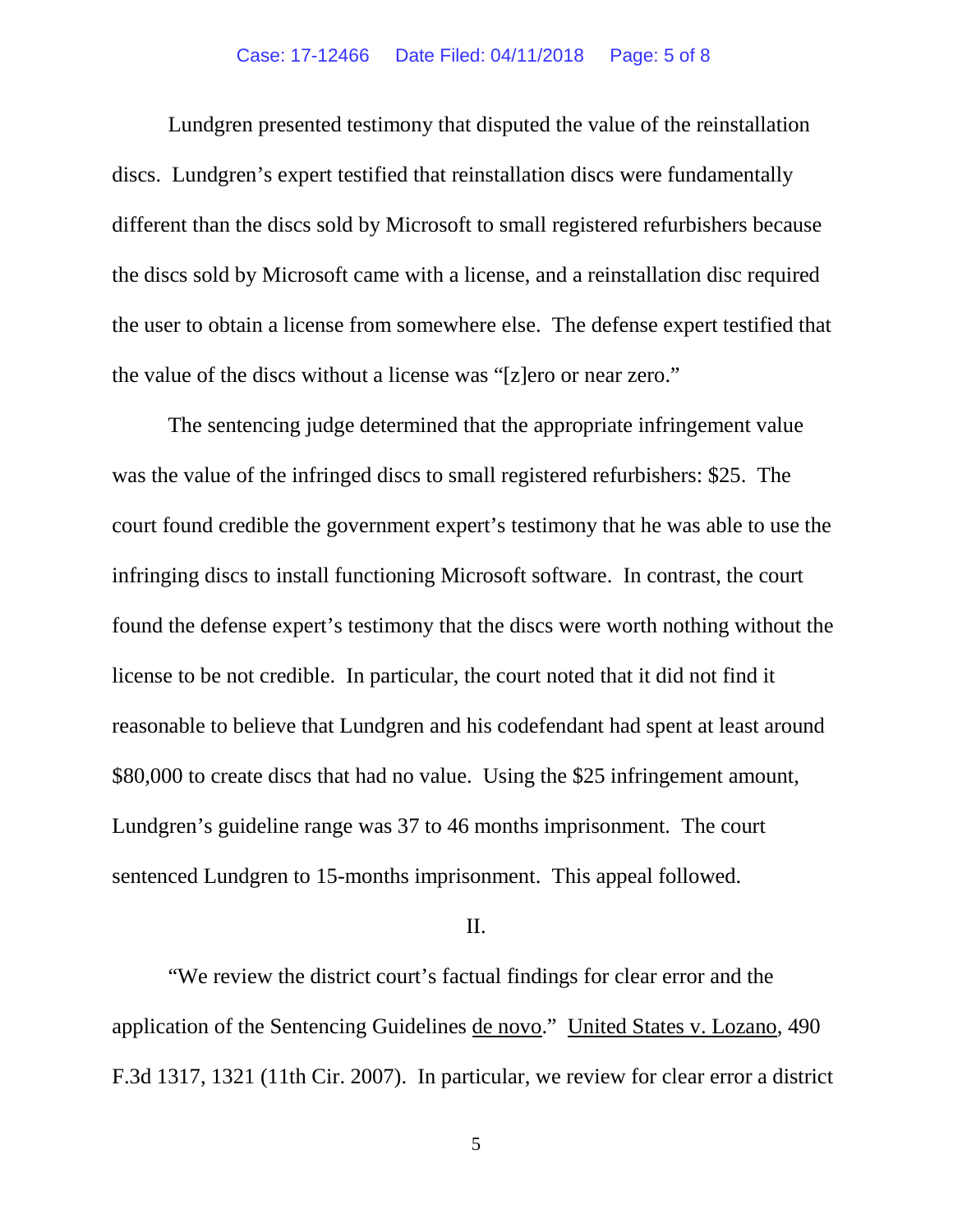Lundgren presented testimony that disputed the value of the reinstallation discs. Lundgren's expert testified that reinstallation discs were fundamentally different than the discs sold by Microsoft to small registered refurbishers because the discs sold by Microsoft came with a license, and a reinstallation disc required the user to obtain a license from somewhere else. The defense expert testified that the value of the discs without a license was "[z]ero or near zero."

The sentencing judge determined that the appropriate infringement value was the value of the infringed discs to small registered refurbishers: $25. The court found credible the government expert's testimony that he was able to use the infringing discs to install functioning Microsoft software. In contrast, the court found the defense expert's testimony that the discs were worth nothing without the license to be not credible. In particular, the court noted that it did not find it reasonable to believe that Lundgren and his codefendant had spent at least around $80,000 to create discs that had no value. Using the $25 infringement amount, Lundgren's guideline range was 37 to 46 months imprisonment. The court sentenced Lundgren to 15-months imprisonment. This appeal followed.

## II.

"We review the district court's factual findings for clear error and the application of the Sentencing Guidelines de novo." United States v. Lozano, 490 F.3d 1317, 1321 (11th Cir. 2007). In particular, we review for clear error a district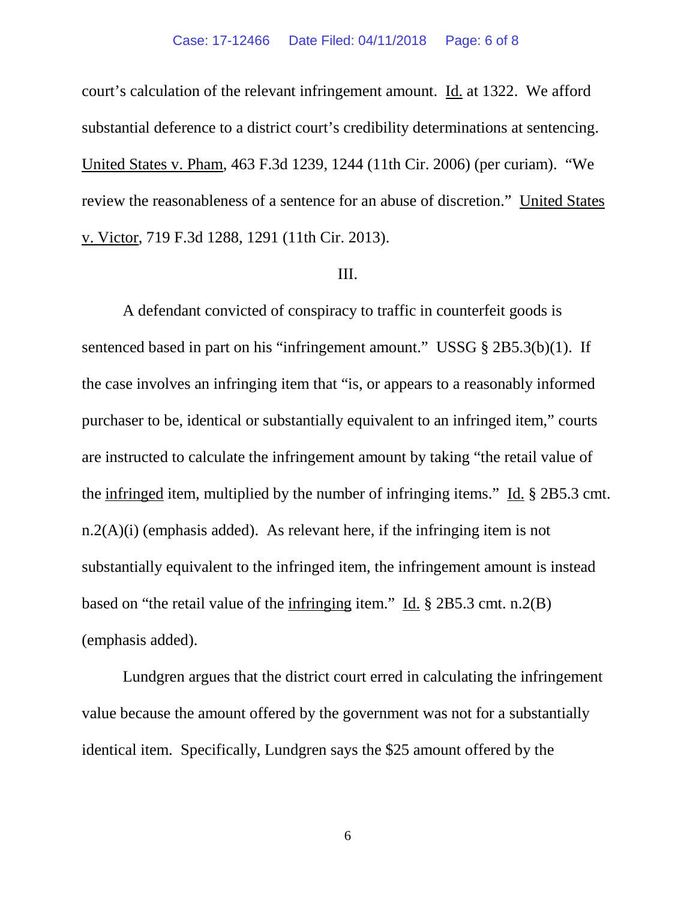court's calculation of the relevant infringement amount. Id. at 1322. We afford substantial deference to a district court's credibility determinations at sentencing. United States v. Pham, 463 F.3d 1239, 1244 (11th Cir. 2006) (per curiam). "We review the reasonableness of a sentence for an abuse of discretion." United States v. Victor, 719 F.3d 1288, 1291 (11th Cir. 2013).

III.

A defendant convicted of conspiracy to traffic in counterfeit goods is sentenced based in part on his "infringement amount." USSG § 2B5.3(b)(1). If the case involves an infringing item that "is, or appears to a reasonably informed purchaser to be, identical or substantially equivalent to an infringed item," courts are instructed to calculate the infringement amount by taking "the retail value of the infringed item, multiplied by the number of infringing items." Id. § 2B5.3 cmt. n.2(A)(i) (emphasis added). As relevant here, if the infringing item is not substantially equivalent to the infringed item, the infringement amount is instead based on "the retail value of the infringing item." Id. § 2B5.3 cmt. n.2(B) (emphasis added).

Lundgren argues that the district court erred in calculating the infringement value because the amount offered by the government was not for a substantially identical item. Specifically, Lundgren says the $25 amount offered by the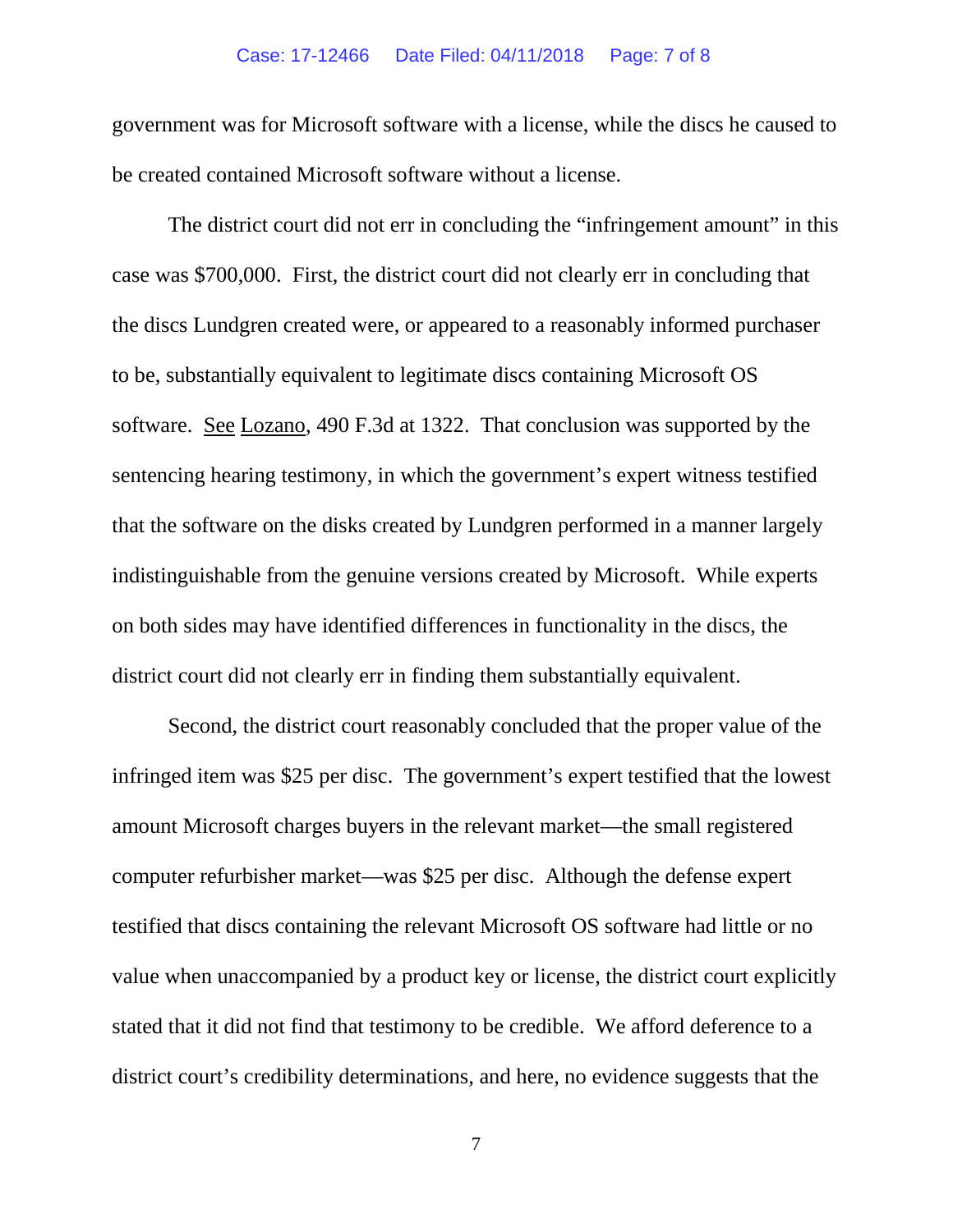government was for Microsoft software with a license, while the discs he caused to be created contained Microsoft software without a license.

The district court did not err in concluding the "infringement amount" in this case was $700,000. First, the district court did not clearly err in concluding that the discs Lundgren created were, or appeared to a reasonably informed purchaser to be, substantially equivalent to legitimate discs containing Microsoft OS software. See Lozano, 490 F.3d at 1322. That conclusion was supported by the sentencing hearing testimony, in which the government's expert witness testified that the software on the disks created by Lundgren performed in a manner largely indistinguishable from the genuine versions created by Microsoft. While experts on both sides may have identified differences in functionality in the discs, the district court did not clearly err in finding them substantially equivalent.

Second, the district court reasonably concluded that the proper value of the infringed item was $25 per disc. The government's expert testified that the lowest amount Microsoft charges buyers in the relevant market—the small registered computer refurbisher market—was $25 per disc. Although the defense expert testified that discs containing the relevant Microsoft OS software had little or no value when unaccompanied by a product key or license, the district court explicitly stated that it did not find that testimony to be credible. We afford deference to a district court's credibility determinations, and here, no evidence suggests that the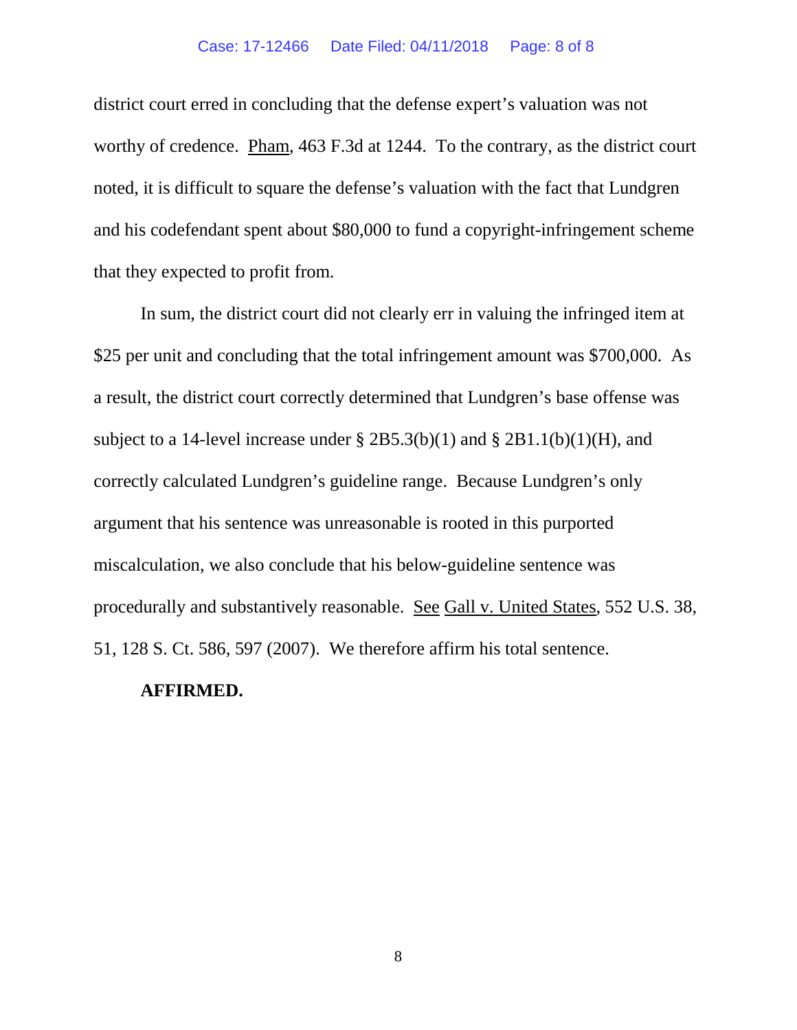district court erred in concluding that the defense expert's valuation was not worthy of credence. Pham, 463 F.3d at 1244. To the contrary, as the district court noted, it is difficult to square the defense's valuation with the fact that Lundgren and his codefendant spent about $80,000 to fund a copyright-infringement scheme that they expected to profit from.

In sum, the district court did not clearly err in valuing the infringed item at $25 per unit and concluding that the total infringement amount was $700,000. As a result, the district court correctly determined that Lundgren's base offense was subject to a 14-level increase under § 2B5.3(b)(1) and § 2B1.1(b)(1)(H), and correctly calculated Lundgren's guideline range. Because Lundgren's only argument that his sentence was unreasonable is rooted in this purported miscalculation, we also conclude that his below-guideline sentence was procedurally and substantively reasonable. See Gall v. United States, 552 U.S. 38, 51, 128 S. Ct. 586, 597 (2007). We therefore affirm his total sentence.

**AFFIRMED.**